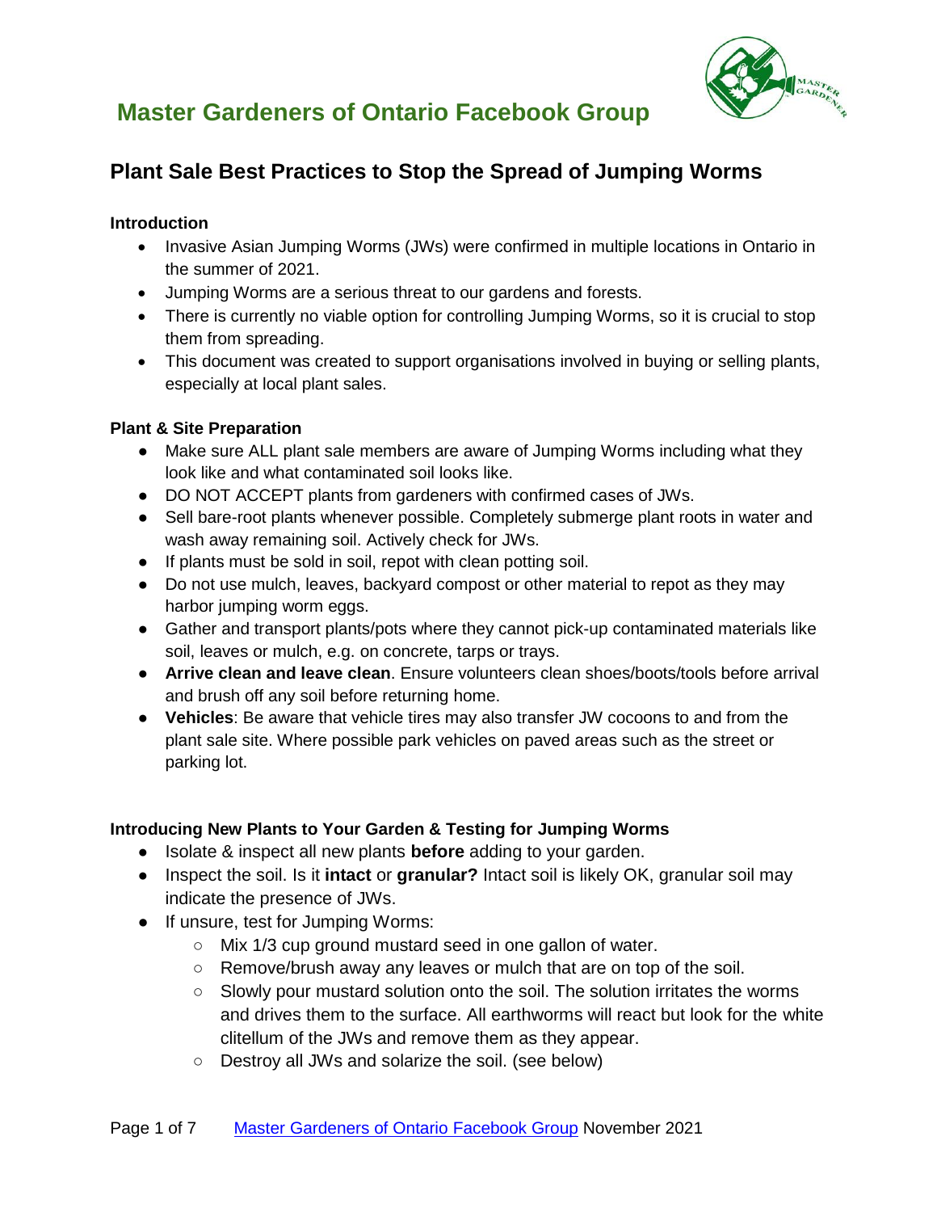# Master Gardeners of Ontario Facebook Group

## Plant Sale Best Practices to Stop the Spread of Jumping Worms

**Introduction**

- Invasive Asian Jumping Worms (JWs) were confirmed in multiple locations in Ontario in the summer of 2021.
- Jumping Worms are a serious threat to our gardens and forests.
- There is currently no viable option for controlling Jumping Worms, so it is crucial to stop them from spreading.
- This document was created to support organisations involved in buying or selling plants, especially at local plant sales.

**Plant & Site Preparation**

- Make sure ALL plant sale members are aware of Jumping Worms including what they look like and what contaminated soil looks like.
- DO NOT ACCEPT plants from gardeners with confirmed cases of JWs.
- Sell bare-root plants whenever possible. Completely submerge plant roots in water and wash away remaining soil. Actively check for JWs.
- If plants must be sold in soil, repot with clean potting soil.
- Do not use mulch, leaves, backyard compost or other material to repot as they may harbor jumping worm eggs.
- Gather and transport plants/pots where they cannot pick-up contaminated materials like soil, leaves or mulch, e.g. on concrete, tarps or trays.
- **Arrive clean and leave clean**. Ensure volunteers clean shoes/boots/tools before arrival and brush off any soil before returning home.
- **Vehicles**: Be aware that vehicle tires may also transfer JW cocoons to and from the plant sale site. Where possible park vehicles on paved areas such as the street or parking lot.

**Introducing New Plants to Your Garden & Testing for Jumping Worms**

- Isolate & inspect all new plants **before** adding to your garden.
- Inspect the soil. Is it **intact** or **granular?** Intact soil is likely OK, granular soil may indicate the presence of JWs.
- If unsure, test for Jumping Worms:
  - Mix 1/3 cup ground mustard seed in one gallon of water.
  - Remove/brush away any leaves or mulch that are on top of the soil.
  - Slowly pour mustard solution onto the soil. The solution irritates the worms and drives them to the surface. All earthworms will react but look for the white clitellum of the JWs and remove them as they appear.
  - Destroy all JWs and solarize the soil. (see below)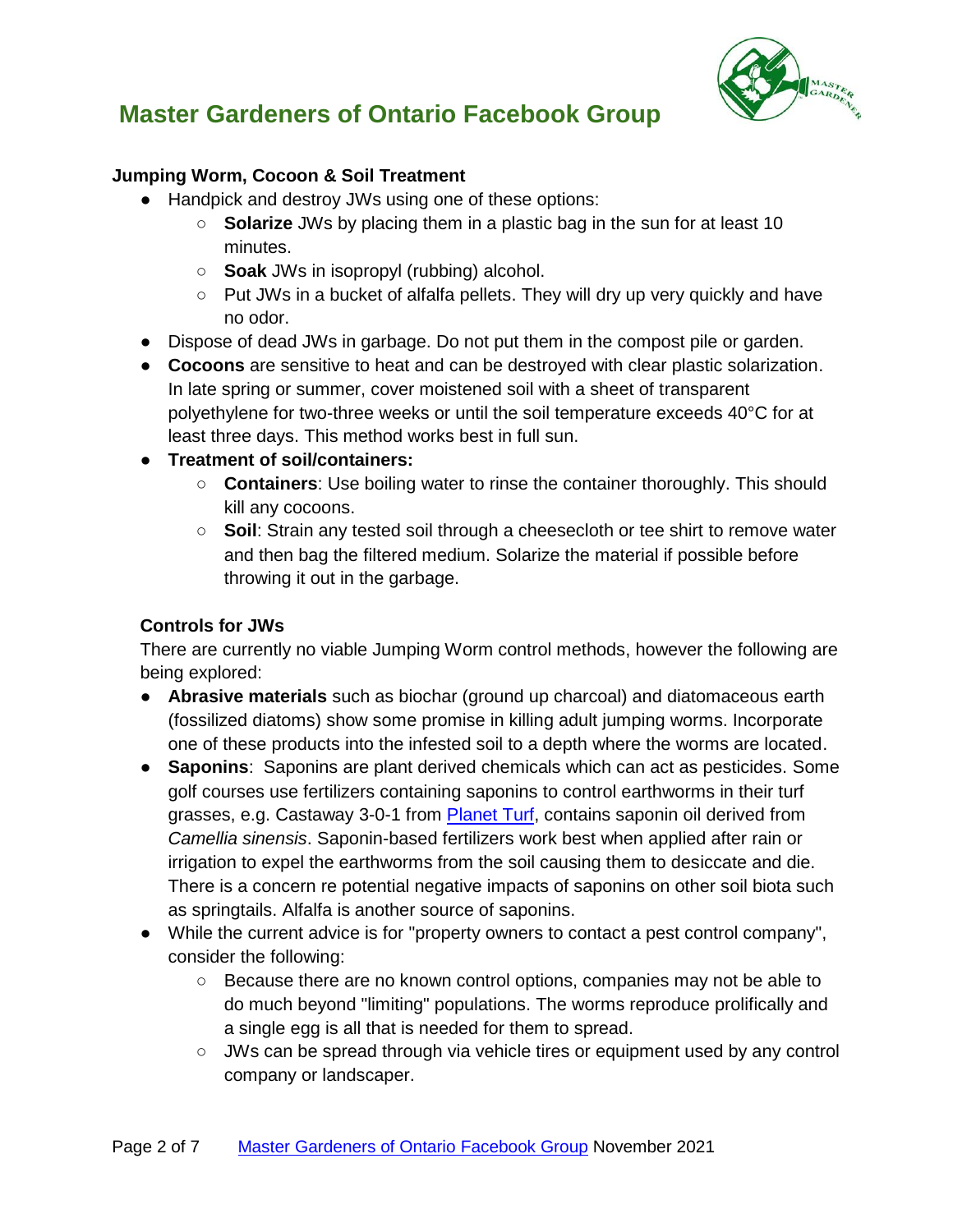### Jumping Worm, Cocoon & Soil Treatment

- Handpick and destroy JWs using one of these options:
  - **Solarize** JWs by placing them in a plastic bag in the sun for at least 10 minutes.
  - **Soak** JWs in isopropyl (rubbing) alcohol.
  - Put JWs in a bucket of alfalfa pellets. They will dry up very quickly and have no odor.
- Dispose of dead JWs in garbage. Do not put them in the compost pile or garden.
- **Cocoons** are sensitive to heat and can be destroyed with clear plastic solarization. In late spring or summer, cover moistened soil with a sheet of transparent polyethylene for two-three weeks or until the soil temperature exceeds 40°C for at least three days. This method works best in full sun.
- **Treatment of soil/containers:**
  - **Containers**: Use boiling water to rinse the container thoroughly. This should kill any cocoons.
  - **Soil**: Strain any tested soil through a cheesecloth or tee shirt to remove water and then bag the filtered medium. Solarize the material if possible before throwing it out in the garbage.

### Controls for JWs

There are currently no viable Jumping Worm control methods, however the following are being explored:

- **Abrasive materials** such as biochar (ground up charcoal) and diatomaceous earth (fossilized diatoms) show some promise in killing adult jumping worms. Incorporate one of these products into the infested soil to a depth where the worms are located.
- **Saponins**: Saponins are plant derived chemicals which can act as pesticides. Some golf courses use fertilizers containing saponins to control earthworms in their turf grasses, e.g. Castaway 3-0-1 from Planet Turf, contains saponin oil derived from *Camellia sinensis*. Saponin-based fertilizers work best when applied after rain or irrigation to expel the earthworms from the soil causing them to desiccate and die. There is a concern re potential negative impacts of saponins on other soil biota such as springtails. Alfalfa is another source of saponins.
- While the current advice is for "property owners to contact a pest control company", consider the following:
  - Because there are no known control options, companies may not be able to do much beyond "limiting" populations. The worms reproduce prolifically and a single egg is all that is needed for them to spread.
  - JWs can be spread through via vehicle tires or equipment used by any control company or landscaper.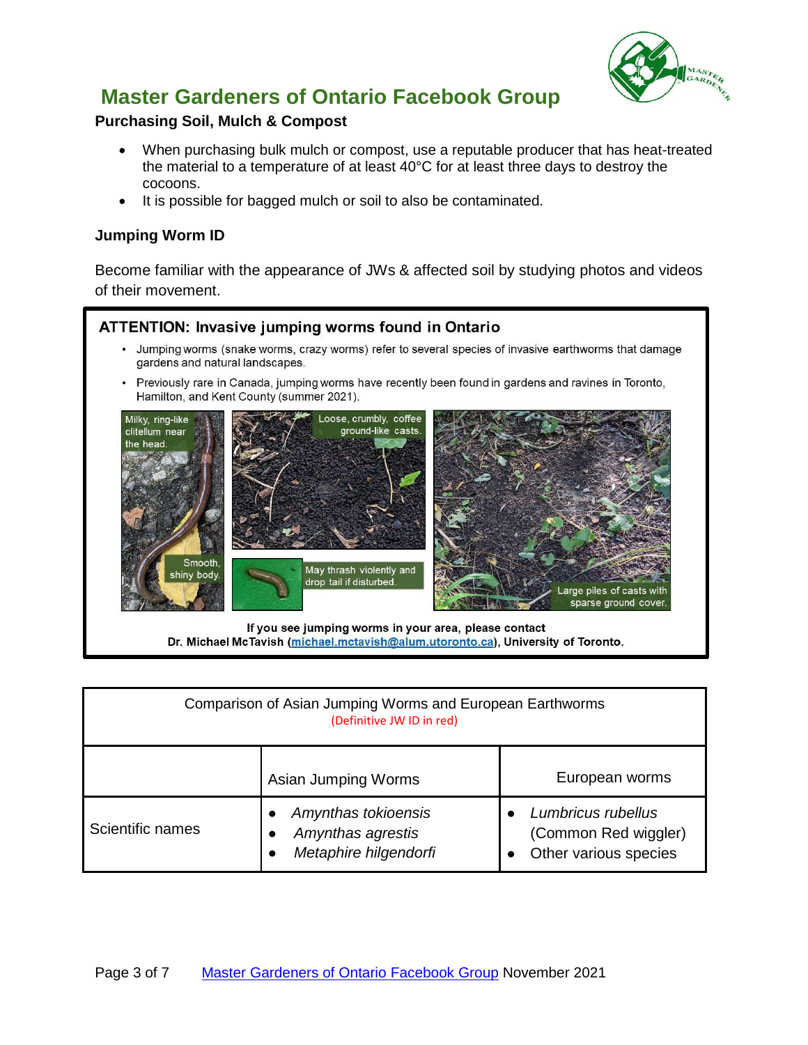## Master Gardeners of Ontario Facebook Group

### Purchasing Soil, Mulch & Compost

- When purchasing bulk mulch or compost, use a reputable producer that has heat-treated the material to a temperature of at least 40°C for at least three days to destroy the cocoons.
- It is possible for bagged mulch or soil to also be contaminated.

### Jumping Worm ID

Become familiar with the appearance of JWs & affected soil by studying photos and videos of their movement.

**ATTENTION: Invasive jumping worms found in Ontario**

- Jumping worms (snake worms, crazy worms) refer to several species of invasive earthworms that damage gardens and natural landscapes.
- Previously rare in Canada, jumping worms have recently been found in gardens and ravines in Toronto, Hamilton, and Kent County (summer 2021).

Milky, ring-like clitellum near the head.

Smooth, shiny body.

Loose, crumbly, coffee ground-like casts.

May thrash violently and drop tail if disturbed.

Large piles of casts with sparse ground cover.

**If you see jumping worms in your area, please contact Dr. Michael McTavish (michael.mctavish@alum.utoronto.ca), University of Toronto.**

Comparison of Asian Jumping Worms and European Earthworms
(Definitive JW ID in red)

| | Asian Jumping Worms | European worms |
|---|---|---|
| Scientific names | • *Amynthas tokioensis*<br>• *Amynthas agrestis*<br>• *Metaphire hilgendorfi* | • *Lumbricus rubellus* (Common Red wiggler)<br>• Other various species |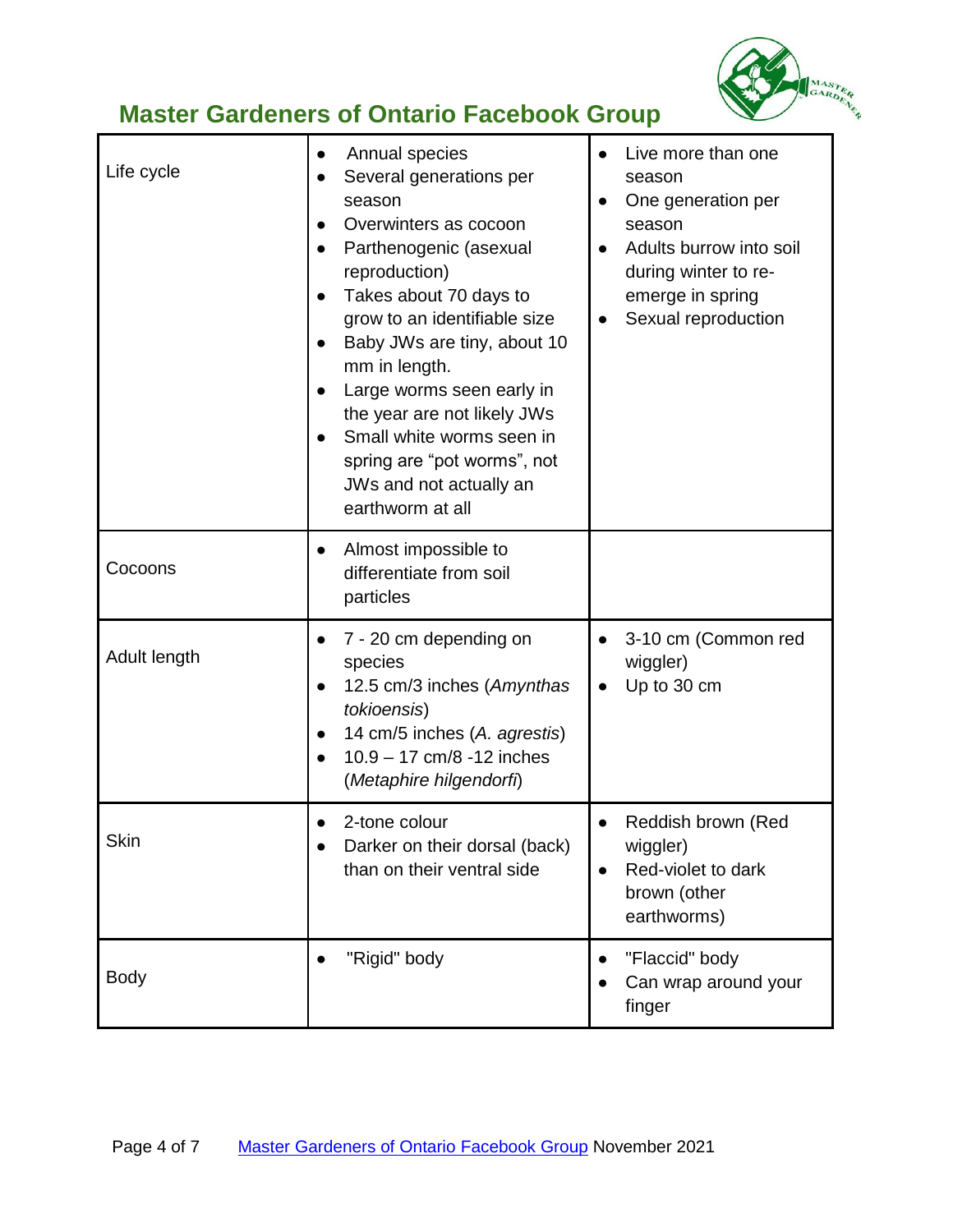## Master Gardeners of Ontario Facebook Group

| | | |
|---|---|---|
| Life cycle | • Annual species<br>• Several generations per season<br>• Overwinters as cocoon<br>• Parthenogenic (asexual reproduction)<br>• Takes about 70 days to grow to an identifiable size<br>• Baby JWs are tiny, about 10 mm in length.<br>• Large worms seen early in the year are not likely JWs<br>• Small white worms seen in spring are “pot worms”, not JWs and not actually an earthworm at all | • Live more than one season<br>• One generation per season<br>• Adults burrow into soil during winter to re-emerge in spring<br>• Sexual reproduction |
| Cocoons | • Almost impossible to differentiate from soil particles | |
| Adult length | • 7 - 20 cm depending on species<br>• 12.5 cm/3 inches (*Amynthas tokioensis*)<br>• 14 cm/5 inches (*A. agrestis*)<br>• 10.9 – 17 cm/8 -12 inches (*Metaphire hilgendorfi*) | • 3-10 cm (Common red wiggler)<br>• Up to 30 cm |
| Skin | • 2-tone colour<br>• Darker on their dorsal (back) than on their ventral side | • Reddish brown (Red wiggler)<br>• Red-violet to dark brown (other earthworms) |
| Body | • "Rigid" body | • "Flaccid" body<br>• Can wrap around your finger |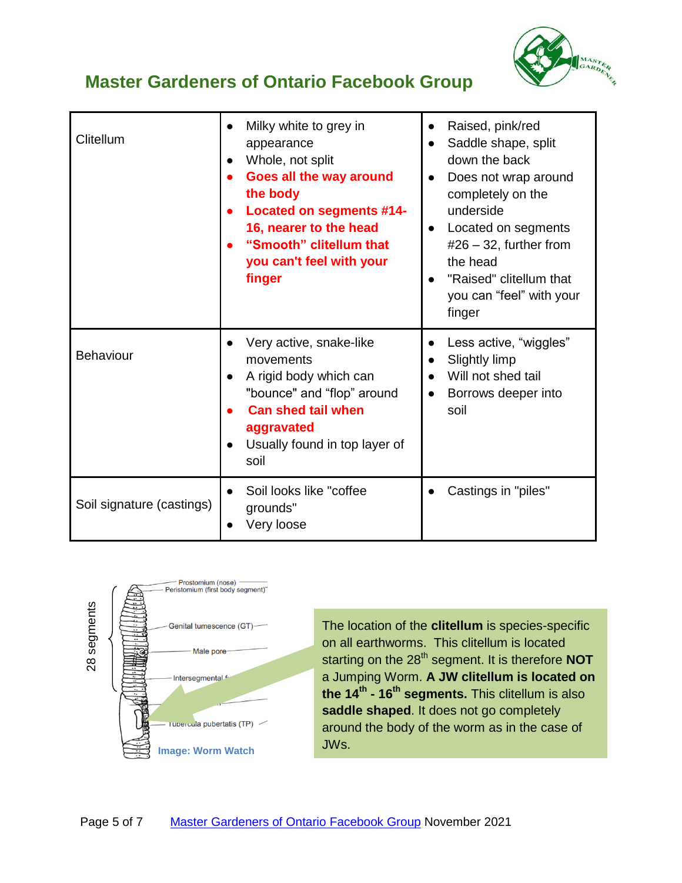| | | |
|---|---|---|
| Clitellum | • Milky white to grey in appearance<br>• Whole, not split<br>• **Goes all the way around the body**<br>• **Located on segments #14-16, nearer to the head**<br>• **"Smooth" clitellum that you can't feel with your finger** | • Raised, pink/red<br>• Saddle shape, split down the back<br>• Does not wrap around completely on the underside<br>• Located on segments #26 – 32, further from the head<br>• "Raised" clitellum that you can "feel" with your finger |
| Behaviour | • Very active, snake-like movements<br>• A rigid body which can "bounce" and "flop" around<br>• **Can shed tail when aggravated**<br>• Usually found in top layer of soil | • Less active, "wiggles"<br>• Slightly limp<br>• Will not shed tail<br>• Borrows deeper into soil |
| Soil signature (castings) | • Soil looks like "coffee grounds"<br>• Very loose | • Castings in "piles" |

28 segments

Prostomium (nose)
Peristomium (first body segment)
Genital tumescence (GT)
Male pore
Intersegmental f...
Tubercula pubertatis (TP)

Image: Worm Watch

The location of the **clitellum** is species-specific on all earthworms. This clitellum is located starting on the 28th segment. It is therefore **NOT** a Jumping Worm. **A JW clitellum is located on the 14th - 16th segments.** This clitellum is also **saddle shaped**. It does not go completely around the body of the worm as in the case of JWs.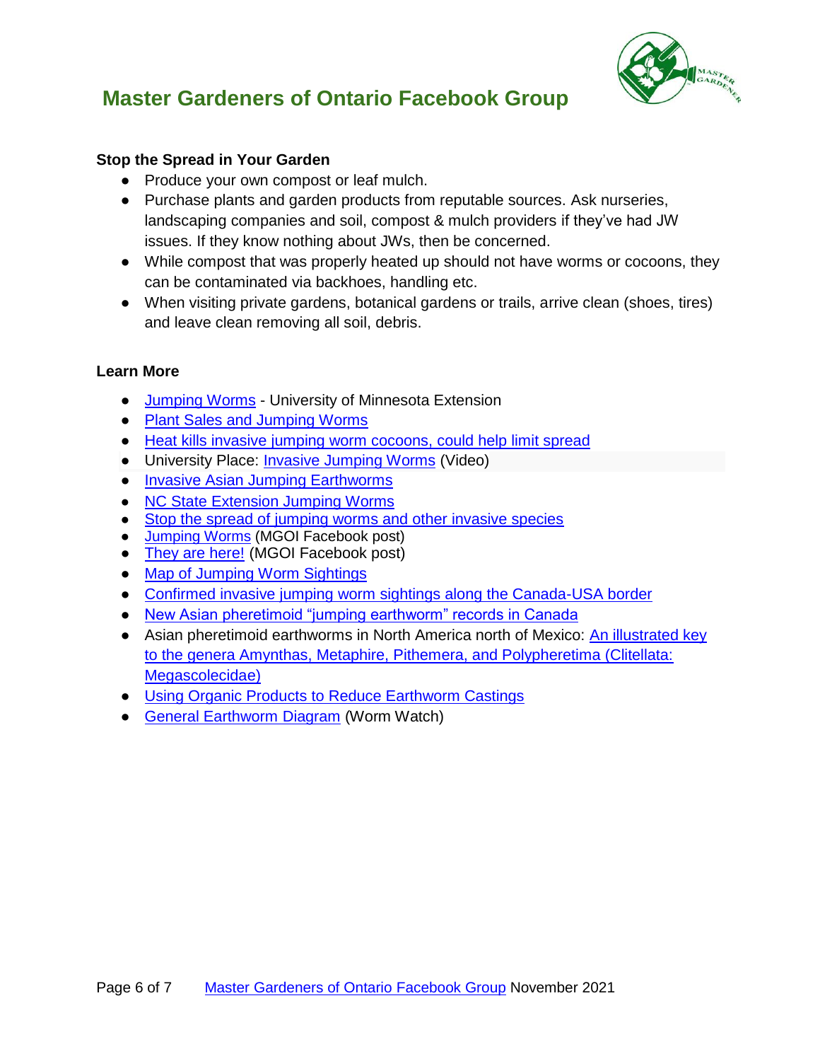**Stop the Spread in Your Garden**

- Produce your own compost or leaf mulch.
- Purchase plants and garden products from reputable sources. Ask nurseries, landscaping companies and soil, compost & mulch providers if they've had JW issues. If they know nothing about JWs, then be concerned.
- While compost that was properly heated up should not have worms or cocoons, they can be contaminated via backhoes, handling etc.
- When visiting private gardens, botanical gardens or trails, arrive clean (shoes, tires) and leave clean removing all soil, debris.

**Learn More**

- Jumping Worms - University of Minnesota Extension
- Plant Sales and Jumping Worms
- Heat kills invasive jumping worm cocoons, could help limit spread
- University Place: Invasive Jumping Worms (Video)
- Invasive Asian Jumping Earthworms
- NC State Extension Jumping Worms
- Stop the spread of jumping worms and other invasive species
- Jumping Worms (MGOI Facebook post)
- They are here! (MGOI Facebook post)
- Map of Jumping Worm Sightings
- Confirmed invasive jumping worm sightings along the Canada-USA border
- New Asian pheretimoid "jumping earthworm" records in Canada
- Asian pheretimoid earthworms in North America north of Mexico: An illustrated key to the genera Amynthas, Metaphire, Pithemera, and Polypheretima (Clitellata: Megascolecidae)
- Using Organic Products to Reduce Earthworm Castings
- General Earthworm Diagram (Worm Watch)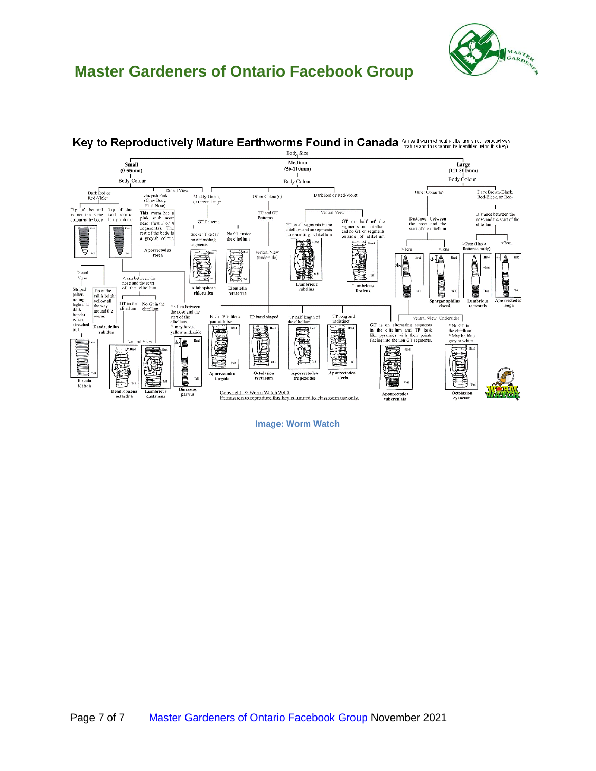## Master Gardeners of Ontario Facebook Group

Key to Reproductively Mature Earthworms Found in Canada (an earthworm without a clitellum is not reproductively mature and thus cannot be identified using this key)

Body Size

Small (0-55mm)

Medium (56-110mm)

Large (111-300mm)

Body Colour

Dark Red or Red-Violet

Tip of the tail is not the same colour as the body

Tip of the tail same body colour

Dorsal View

Striped (alternating light and dark bands) when stretched out.

Eisenia foetida

Tip of the tail is bright yellow all the way around the worm.

Dendrodrilus rubidus

Greyish Pink (Grey Body, Pink Nose)

This worm has a pink snub nose head (first 3 or 4 segments). The rest of the body is a greyish colour.

Aporrectodea rosea

<1cm between the nose and the start of the clitellum

GT in the clitellum

No GT in the clitellum

Ventral View

Dendrobaena octaedra

Lumbricus castaneus

* <1cm between the nose and the start of the clitellum

* may have a yellow underside

Bimastos parvus

Muddy Green, or Green Tinge

GT Patterns

Sucker-like GT on alternating segments

Allolophora chlorotica

No GT inside the clitellum

Eisenella tetraedra

Other Colour(s)

TP and GT Patterns

Ventral View (underside)

Each TP is like a pair of lobes

Aporrectodea turgida

TP band shaped

Octolasion tyrtaeum

TP half length of the clitellum

Aporrectodea trapezoides

TP long and indistinct

Aporrectodea icteria

Dark Red or Red-Violet

Ventral View

GT on all segments in the clitellum and on segments surrounding clitellum

Lumbricus rubellus

GT on half of the segments in clitellum and no GT on segments outside of clitellum

Lumbricus festivus

Other Colour(s)

Distance between the nose and the start of the clitellum

>1cm

Sparganophilus eiseni

<1cm

Ventral View (Underside)

GT is on alternating segments in the clitellum and TP look like pyramids with their points Facing into the non GT segments.

Aporrectodea tuberculata

* No GT in the clitellum

* May be blue-grey or white

Octolasion cyaneum

Dark Brown-Black, Red-Black, or Red-

Distance between the nose and the start of the clitellum

>2cm (Has a flattened body)

Lumbricus terrestris

<2cm

Aporrectodea longa

Copyright © Worm Watch 2000

Permission to reproduce this key is limited to classroom use only.

Image: Worm Watch